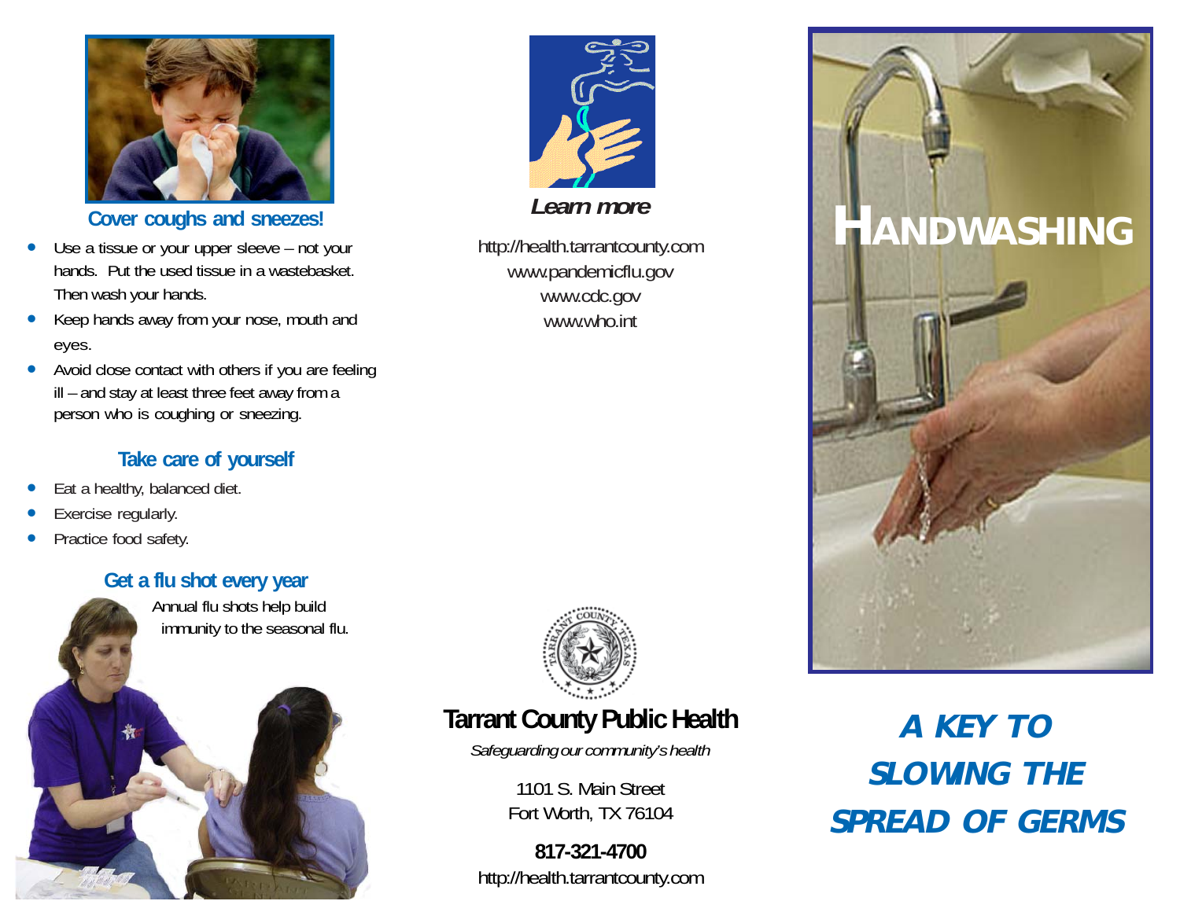## Cover coughs and sneezes!

- Use a tissue or your upper sleeve – not your hands. Put the used tissue in a wastebasket. Then wash your hands.
- Keep hands away from your nose, mouth and eyes.
- Avoid close contact with others if you are feeling ill – and stay at least three feet away from a person who is coughing or sneezing.

## Take care of yourself

- Eat a healthy, balanced diet.
- Exercise regularly.
- Practice food safety.

## Get a flu shot every year

Annual flu shots help build immunity to the seasonal flu.

***Learn more***

http://health.tarrantcounty.com
www.pandemicflu.gov
www.cdc.gov
www.who.int

**Tarrant County Public Health**

*Safeguarding our community's health*

1101 S. Main Street
Fort Worth, TX 76104

**817-321-4700**
http://health.tarrantcounty.com

# HANDWASHING

## *A KEY TO SLOWING THE SPREAD OF GERMS*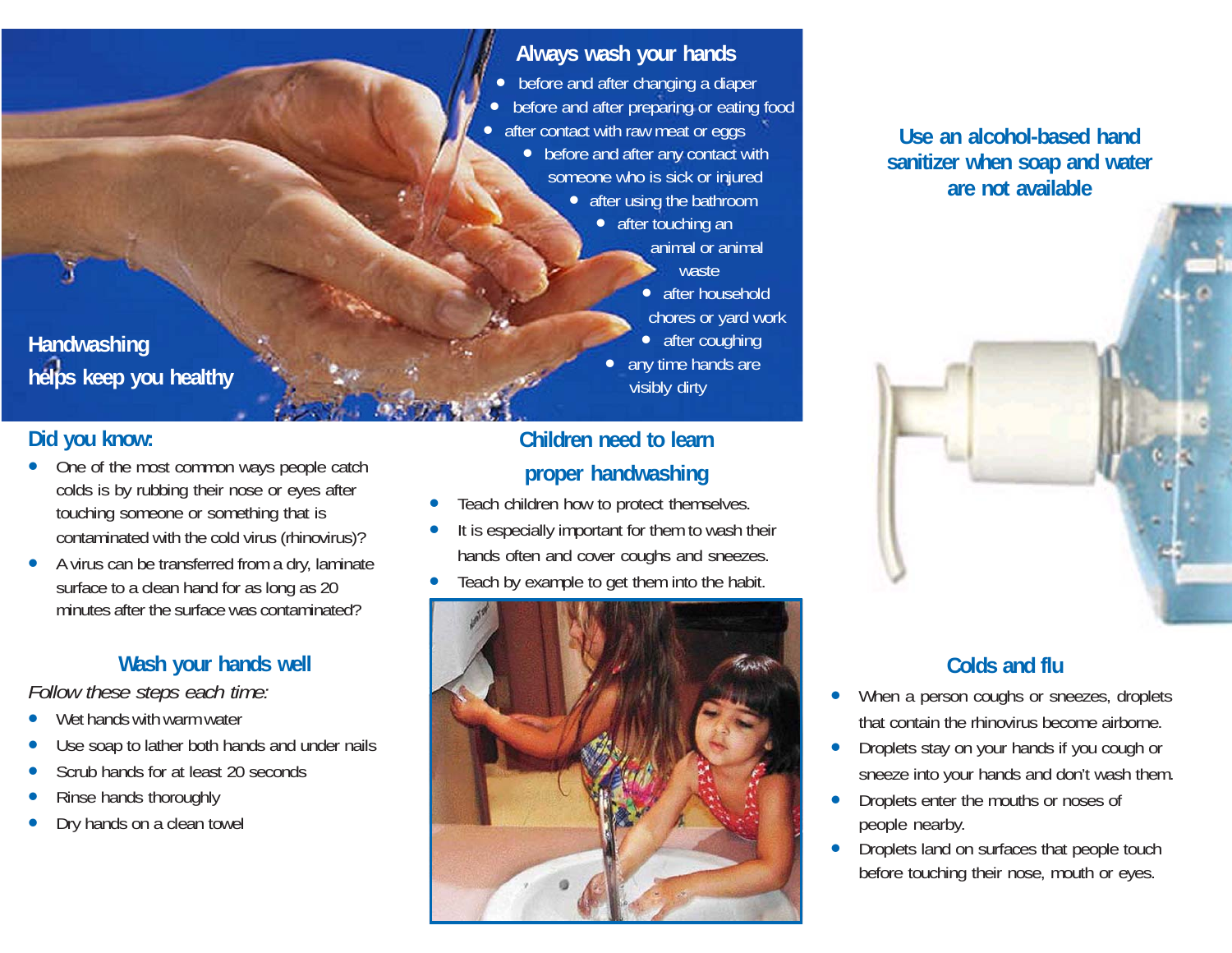## Always wash your hands

- before and after changing a diaper
- before and after preparing or eating food
- after contact with raw meat or eggs
- before and after any contact with someone who is sick or injured
- after using the bathroom
- after touching an animal or animal waste
- after household chores or yard work
- after coughing
- any time hands are visibly dirty

## Handwashing helps keep you healthy

## Did you know:

- One of the most common ways people catch colds is by rubbing their nose or eyes after touching someone or something that is contaminated with the cold virus (rhinovirus)?
- A virus can be transferred from a dry, laminate surface to a clean hand for as long as 20 minutes after the surface was contaminated?

## Wash your hands well

*Follow these steps each time:*

- Wet hands with warm water
- Use soap to lather both hands and under nails
- Scrub hands for at least 20 seconds
- Rinse hands thoroughly
- Dry hands on a clean towel

## Children need to learn proper handwashing

- Teach children how to protect themselves.
- It is especially important for them to wash their hands often and cover coughs and sneezes.
- Teach by example to get them into the habit.

## Use an alcohol-based hand sanitizer when soap and water are not available

## Colds and flu

- When a person coughs or sneezes, droplets that contain the rhinovirus become airborne.
- Droplets stay on your hands if you cough or sneeze into your hands and don't wash them.
- Droplets enter the mouths or noses of people nearby.
- Droplets land on surfaces that people touch before touching their nose, mouth or eyes.